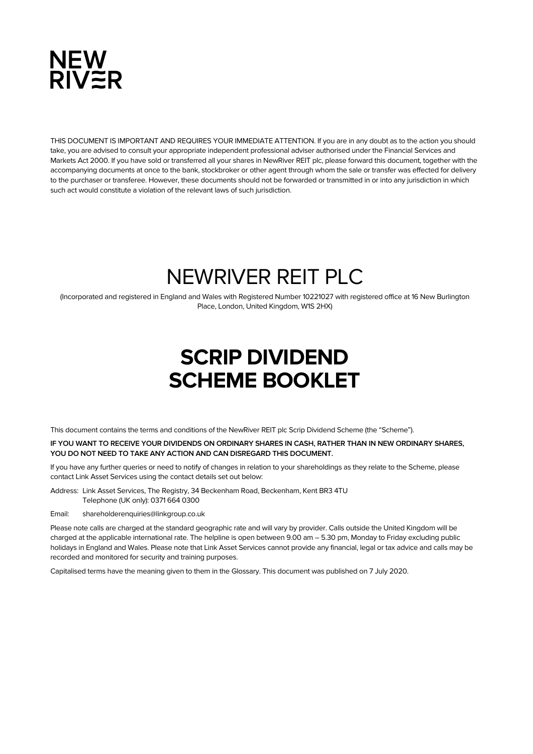NEW
RIV≷R

THIS DOCUMENT IS IMPORTANT AND REQUIRES YOUR IMMEDIATE ATTENTION. If you are in any doubt as to the action you should take, you are advised to consult your appropriate independent professional adviser authorised under the Financial Services and Markets Act 2000. If you have sold or transferred all your shares in NewRiver REIT plc, please forward this document, together with the accompanying documents at once to the bank, stockbroker or other agent through whom the sale or transfer was effected for delivery to the purchaser or transferee. However, these documents should not be forwarded or transmitted in or into any jurisdiction in which such act would constitute a violation of the relevant laws of such jurisdiction.

# NEWRIVER REIT PLC

(Incorporated and registered in England and Wales with Registered Number 10221027 with registered office at 16 New Burlington Place, London, United Kingdom, W1S 2HX)

# SCRIP DIVIDEND SCHEME BOOKLET

This document contains the terms and conditions of the NewRiver REIT plc Scrip Dividend Scheme (the "Scheme").

**IF YOU WANT TO RECEIVE YOUR DIVIDENDS ON ORDINARY SHARES IN CASH, RATHER THAN IN NEW ORDINARY SHARES, YOU DO NOT NEED TO TAKE ANY ACTION AND CAN DISREGARD THIS DOCUMENT.**

If you have any further queries or need to notify of changes in relation to your shareholdings as they relate to the Scheme, please contact Link Asset Services using the contact details set out below:

Address: Link Asset Services, The Registry, 34 Beckenham Road, Beckenham, Kent BR3 4TU
Telephone (UK only): 0371 664 0300

Email: shareholderenquiries@linkgroup.co.uk

Please note calls are charged at the standard geographic rate and will vary by provider. Calls outside the United Kingdom will be charged at the applicable international rate. The helpline is open between 9.00 am – 5.30 pm, Monday to Friday excluding public holidays in England and Wales. Please note that Link Asset Services cannot provide any financial, legal or tax advice and calls may be recorded and monitored for security and training purposes.

Capitalised terms have the meaning given to them in the Glossary. This document was published on 7 July 2020.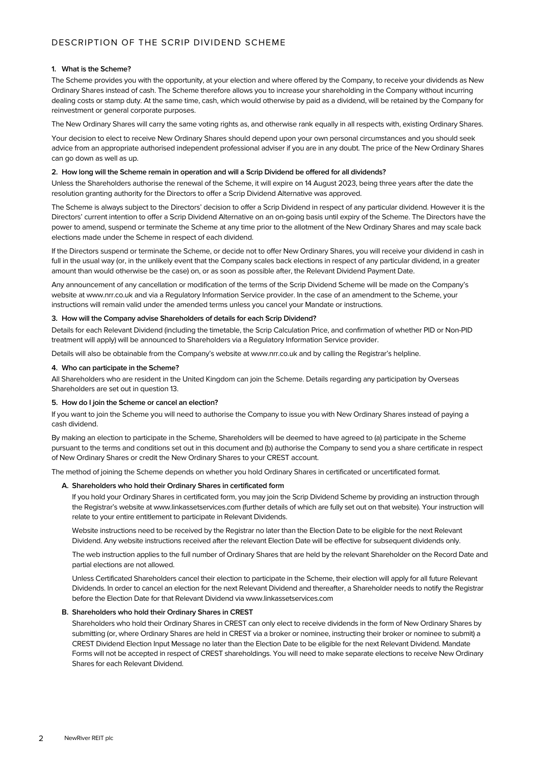## DESCRIPTION OF THE SCRIP DIVIDEND SCHEME

### 1. What is the Scheme?

The Scheme provides you with the opportunity, at your election and where offered by the Company, to receive your dividends as New Ordinary Shares instead of cash. The Scheme therefore allows you to increase your shareholding in the Company without incurring dealing costs or stamp duty. At the same time, cash, which would otherwise by paid as a dividend, will be retained by the Company for reinvestment or general corporate purposes.

The New Ordinary Shares will carry the same voting rights as, and otherwise rank equally in all respects with, existing Ordinary Shares.

Your decision to elect to receive New Ordinary Shares should depend upon your own personal circumstances and you should seek advice from an appropriate authorised independent professional adviser if you are in any doubt. The price of the New Ordinary Shares can go down as well as up.

### 2. How long will the Scheme remain in operation and will a Scrip Dividend be offered for all dividends?

Unless the Shareholders authorise the renewal of the Scheme, it will expire on 14 August 2023, being three years after the date the resolution granting authority for the Directors to offer a Scrip Dividend Alternative was approved.

The Scheme is always subject to the Directors' decision to offer a Scrip Dividend in respect of any particular dividend. However it is the Directors' current intention to offer a Scrip Dividend Alternative on an on-going basis until expiry of the Scheme. The Directors have the power to amend, suspend or terminate the Scheme at any time prior to the allotment of the New Ordinary Shares and may scale back elections made under the Scheme in respect of each dividend.

If the Directors suspend or terminate the Scheme, or decide not to offer New Ordinary Shares, you will receive your dividend in cash in full in the usual way (or, in the unlikely event that the Company scales back elections in respect of any particular dividend, in a greater amount than would otherwise be the case) on, or as soon as possible after, the Relevant Dividend Payment Date.

Any announcement of any cancellation or modification of the terms of the Scrip Dividend Scheme will be made on the Company's website at www.nrr.co.uk and via a Regulatory Information Service provider. In the case of an amendment to the Scheme, your instructions will remain valid under the amended terms unless you cancel your Mandate or instructions.

### 3. How will the Company advise Shareholders of details for each Scrip Dividend?

Details for each Relevant Dividend (including the timetable, the Scrip Calculation Price, and confirmation of whether PID or Non-PID treatment will apply) will be announced to Shareholders via a Regulatory Information Service provider.

Details will also be obtainable from the Company's website at www.nrr.co.uk and by calling the Registrar's helpline.

### 4. Who can participate in the Scheme?

All Shareholders who are resident in the United Kingdom can join the Scheme. Details regarding any participation by Overseas Shareholders are set out in question 13.

### 5. How do I join the Scheme or cancel an election?

If you want to join the Scheme you will need to authorise the Company to issue you with New Ordinary Shares instead of paying a cash dividend.

By making an election to participate in the Scheme, Shareholders will be deemed to have agreed to (a) participate in the Scheme pursuant to the terms and conditions set out in this document and (b) authorise the Company to send you a share certificate in respect of New Ordinary Shares or credit the New Ordinary Shares to your CREST account.

The method of joining the Scheme depends on whether you hold Ordinary Shares in certificated or uncertificated format.

**A. Shareholders who hold their Ordinary Shares in certificated form**

If you hold your Ordinary Shares in certificated form, you may join the Scrip Dividend Scheme by providing an instruction through the Registrar's website at www.linkassetservices.com (further details of which are fully set out on that website). Your instruction will relate to your entire entitlement to participate in Relevant Dividends.

Website instructions need to be received by the Registrar no later than the Election Date to be eligible for the next Relevant Dividend. Any website instructions received after the relevant Election Date will be effective for subsequent dividends only.

The web instruction applies to the full number of Ordinary Shares that are held by the relevant Shareholder on the Record Date and partial elections are not allowed.

Unless Certificated Shareholders cancel their election to participate in the Scheme, their election will apply for all future Relevant Dividends. In order to cancel an election for the next Relevant Dividend and thereafter, a Shareholder needs to notify the Registrar before the Election Date for that Relevant Dividend via www.linkassetservices.com

**B. Shareholders who hold their Ordinary Shares in CREST**

Shareholders who hold their Ordinary Shares in CREST can only elect to receive dividends in the form of New Ordinary Shares by submitting (or, where Ordinary Shares are held in CREST via a broker or nominee, instructing their broker or nominee to submit) a CREST Dividend Election Input Message no later than the Election Date to be eligible for the next Relevant Dividend. Mandate Forms will not be accepted in respect of CREST shareholdings. You will need to make separate elections to receive New Ordinary Shares for each Relevant Dividend.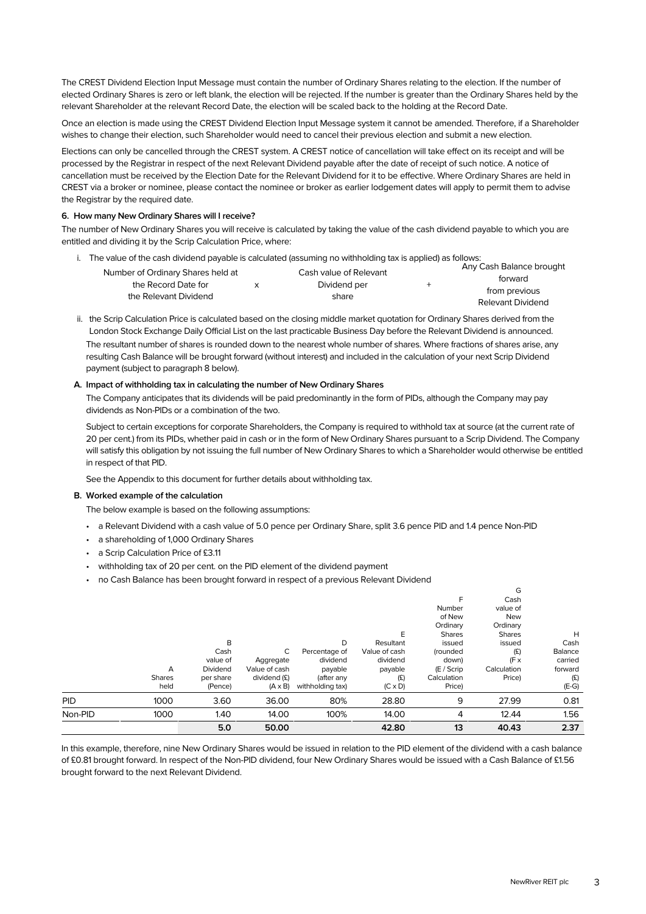The CREST Dividend Election Input Message must contain the number of Ordinary Shares relating to the election. If the number of elected Ordinary Shares is zero or left blank, the election will be rejected. If the number is greater than the Ordinary Shares held by the relevant Shareholder at the relevant Record Date, the election will be scaled back to the holding at the Record Date.

Once an election is made using the CREST Dividend Election Input Message system it cannot be amended. Therefore, if a Shareholder wishes to change their election, such Shareholder would need to cancel their previous election and submit a new election.

Elections can only be cancelled through the CREST system. A CREST notice of cancellation will take effect on its receipt and will be processed by the Registrar in respect of the next Relevant Dividend payable after the date of receipt of such notice. A notice of cancellation must be received by the Election Date for the Relevant Dividend for it to be effective. Where Ordinary Shares are held in CREST via a broker or nominee, please contact the nominee or broker as earlier lodgement dates will apply to permit them to advise the Registrar by the required date.

**6. How many New Ordinary Shares will I receive?**

The number of New Ordinary Shares you will receive is calculated by taking the value of the cash dividend payable to which you are entitled and dividing it by the Scrip Calculation Price, where:

i. The value of the cash dividend payable is calculated (assuming no withholding tax is applied) as follows:

| Number of Ordinary Shares held at the Record Date for the Relevant Dividend | x | Cash value of Relevant Dividend per share | + | Any Cash Balance brought forward from previous Relevant Dividend |
|---|---|---|---|---|

ii. the Scrip Calculation Price is calculated based on the closing middle market quotation for Ordinary Shares derived from the London Stock Exchange Daily Official List on the last practicable Business Day before the Relevant Dividend is announced.

The resultant number of shares is rounded down to the nearest whole number of shares. Where fractions of shares arise, any resulting Cash Balance will be brought forward (without interest) and included in the calculation of your next Scrip Dividend payment (subject to paragraph 8 below).

**A. Impact of withholding tax in calculating the number of New Ordinary Shares**

The Company anticipates that its dividends will be paid predominantly in the form of PIDs, although the Company may pay dividends as Non-PIDs or a combination of the two.

Subject to certain exceptions for corporate Shareholders, the Company is required to withhold tax at source (at the current rate of 20 per cent.) from its PIDs, whether paid in cash or in the form of New Ordinary Shares pursuant to a Scrip Dividend. The Company will satisfy this obligation by not issuing the full number of New Ordinary Shares to which a Shareholder would otherwise be entitled in respect of that PID.

See the Appendix to this document for further details about withholding tax.

**B. Worked example of the calculation**

The below example is based on the following assumptions:

- a Relevant Dividend with a cash value of 5.0 pence per Ordinary Share, split 3.6 pence PID and 1.4 pence Non-PID
- a shareholding of 1,000 Ordinary Shares
- a Scrip Calculation Price of £3.11
- withholding tax of 20 per cent. on the PID element of the dividend payment
- no Cash Balance has been brought forward in respect of a previous Relevant Dividend

| | A Shares held | B Cash value of Dividend per share (Pence) | C Aggregate Value of cash dividend (£) (A x B) | D Percentage of dividend payable (after any withholding tax) | E Resultant Value of cash dividend payable (£) (C x D) | F Number of New Ordinary Shares issued (rounded down) (E / Scrip Calculation Price) | G Cash value of New Ordinary Shares issued (£) (F x Calculation Price) | H Cash Balance carried forward (£) (E-G) |
|---|---|---|---|---|---|---|---|---|
| PID | 1000 | 3.60 | 36.00 | 80% | 28.80 | 9 | 27.99 | 0.81 |
| Non-PID | 1000 | 1.40 | 14.00 | 100% | 14.00 | 4 | 12.44 | 1.56 |
| | | **5.0** | **50.00** | | **42.80** | **13** | **40.43** | **2.37** |

In this example, therefore, nine New Ordinary Shares would be issued in relation to the PID element of the dividend with a cash balance of £0.81 brought forward. In respect of the Non-PID dividend, four New Ordinary Shares would be issued with a Cash Balance of £1.56 brought forward to the next Relevant Dividend.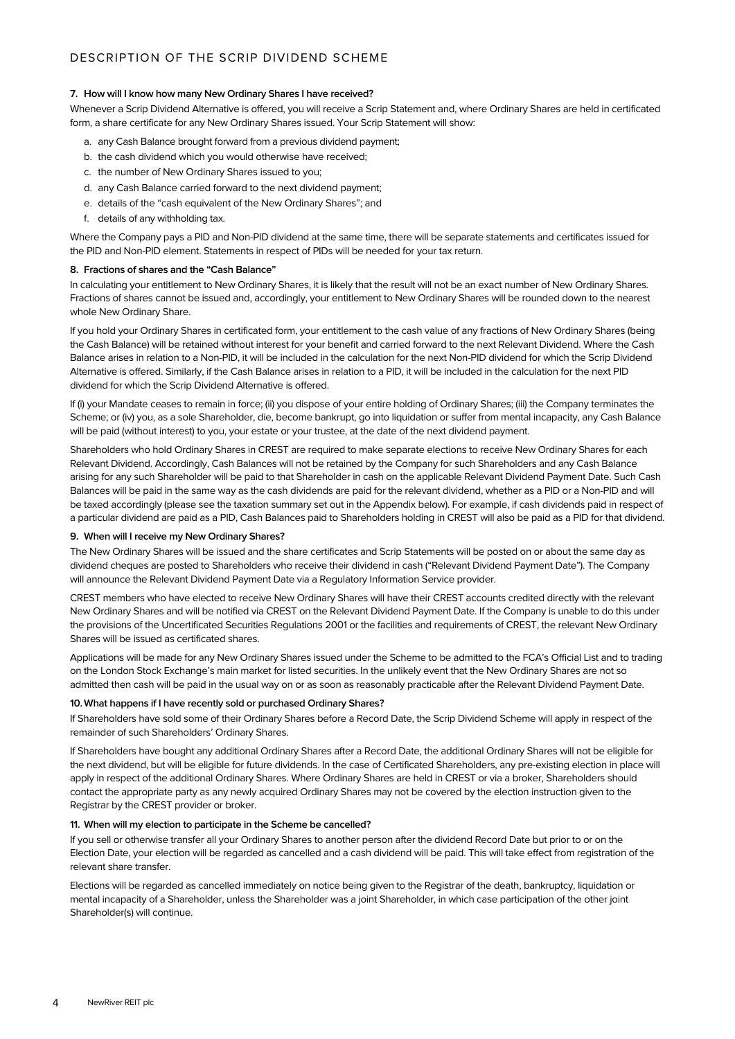## DESCRIPTION OF THE SCRIP DIVIDEND SCHEME

### 7. How will I know how many New Ordinary Shares I have received?

Whenever a Scrip Dividend Alternative is offered, you will receive a Scrip Statement and, where Ordinary Shares are held in certificated form, a share certificate for any New Ordinary Shares issued. Your Scrip Statement will show:

a. any Cash Balance brought forward from a previous dividend payment;
b. the cash dividend which you would otherwise have received;
c. the number of New Ordinary Shares issued to you;
d. any Cash Balance carried forward to the next dividend payment;
e. details of the "cash equivalent of the New Ordinary Shares"; and
f. details of any withholding tax.

Where the Company pays a PID and Non-PID dividend at the same time, there will be separate statements and certificates issued for the PID and Non-PID element. Statements in respect of PIDs will be needed for your tax return.

### 8. Fractions of shares and the "Cash Balance"

In calculating your entitlement to New Ordinary Shares, it is likely that the result will not be an exact number of New Ordinary Shares. Fractions of shares cannot be issued and, accordingly, your entitlement to New Ordinary Shares will be rounded down to the nearest whole New Ordinary Share.

If you hold your Ordinary Shares in certificated form, your entitlement to the cash value of any fractions of New Ordinary Shares (being the Cash Balance) will be retained without interest for your benefit and carried forward to the next Relevant Dividend. Where the Cash Balance arises in relation to a Non-PID, it will be included in the calculation for the next Non-PID dividend for which the Scrip Dividend Alternative is offered. Similarly, if the Cash Balance arises in relation to a PID, it will be included in the calculation for the next PID dividend for which the Scrip Dividend Alternative is offered.

If (i) your Mandate ceases to remain in force; (ii) you dispose of your entire holding of Ordinary Shares; (iii) the Company terminates the Scheme; or (iv) you, as a sole Shareholder, die, become bankrupt, go into liquidation or suffer from mental incapacity, any Cash Balance will be paid (without interest) to you, your estate or your trustee, at the date of the next dividend payment.

Shareholders who hold Ordinary Shares in CREST are required to make separate elections to receive New Ordinary Shares for each Relevant Dividend. Accordingly, Cash Balances will not be retained by the Company for such Shareholders and any Cash Balance arising for any such Shareholder will be paid to that Shareholder in cash on the applicable Relevant Dividend Payment Date. Such Cash Balances will be paid in the same way as the cash dividends are paid for the relevant dividend, whether as a PID or a Non-PID and will be taxed accordingly (please see the taxation summary set out in the Appendix below). For example, if cash dividends paid in respect of a particular dividend are paid as a PID, Cash Balances paid to Shareholders holding in CREST will also be paid as a PID for that dividend.

### 9. When will I receive my New Ordinary Shares?

The New Ordinary Shares will be issued and the share certificates and Scrip Statements will be posted on or about the same day as dividend cheques are posted to Shareholders who receive their dividend in cash ("Relevant Dividend Payment Date"). The Company will announce the Relevant Dividend Payment Date via a Regulatory Information Service provider.

CREST members who have elected to receive New Ordinary Shares will have their CREST accounts credited directly with the relevant New Ordinary Shares and will be notified via CREST on the Relevant Dividend Payment Date. If the Company is unable to do this under the provisions of the Uncertificated Securities Regulations 2001 or the facilities and requirements of CREST, the relevant New Ordinary Shares will be issued as certificated shares.

Applications will be made for any New Ordinary Shares issued under the Scheme to be admitted to the FCA's Official List and to trading on the London Stock Exchange's main market for listed securities. In the unlikely event that the New Ordinary Shares are not so admitted then cash will be paid in the usual way on or as soon as reasonably practicable after the Relevant Dividend Payment Date.

### 10. What happens if I have recently sold or purchased Ordinary Shares?

If Shareholders have sold some of their Ordinary Shares before a Record Date, the Scrip Dividend Scheme will apply in respect of the remainder of such Shareholders' Ordinary Shares.

If Shareholders have bought any additional Ordinary Shares after a Record Date, the additional Ordinary Shares will not be eligible for the next dividend, but will be eligible for future dividends. In the case of Certificated Shareholders, any pre-existing election in place will apply in respect of the additional Ordinary Shares. Where Ordinary Shares are held in CREST or via a broker, Shareholders should contact the appropriate party as any newly acquired Ordinary Shares may not be covered by the election instruction given to the Registrar by the CREST provider or broker.

### 11. When will my election to participate in the Scheme be cancelled?

If you sell or otherwise transfer all your Ordinary Shares to another person after the dividend Record Date but prior to or on the Election Date, your election will be regarded as cancelled and a cash dividend will be paid. This will take effect from registration of the relevant share transfer.

Elections will be regarded as cancelled immediately on notice being given to the Registrar of the death, bankruptcy, liquidation or mental incapacity of a Shareholder, unless the Shareholder was a joint Shareholder, in which case participation of the other joint Shareholder(s) will continue.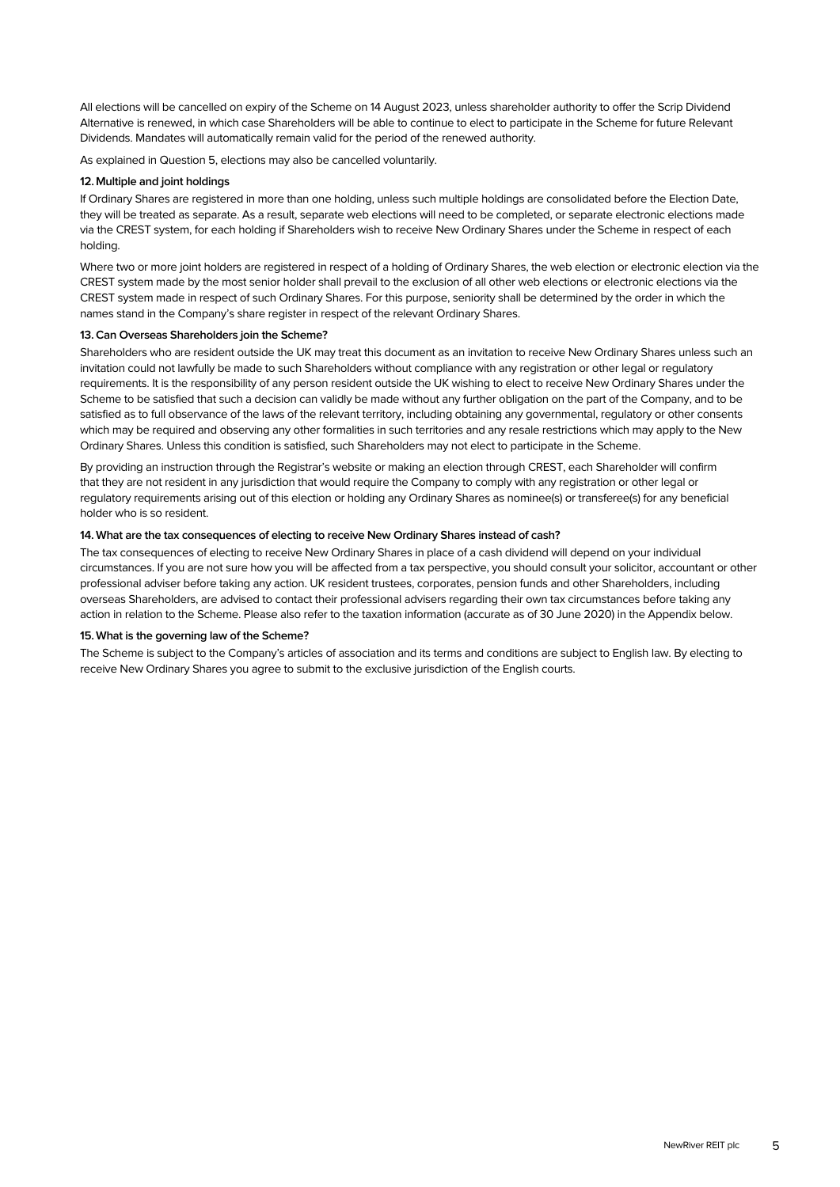All elections will be cancelled on expiry of the Scheme on 14 August 2023, unless shareholder authority to offer the Scrip Dividend Alternative is renewed, in which case Shareholders will be able to continue to elect to participate in the Scheme for future Relevant Dividends. Mandates will automatically remain valid for the period of the renewed authority.

As explained in Question 5, elections may also be cancelled voluntarily.

**12. Multiple and joint holdings**

If Ordinary Shares are registered in more than one holding, unless such multiple holdings are consolidated before the Election Date, they will be treated as separate. As a result, separate web elections will need to be completed, or separate electronic elections made via the CREST system, for each holding if Shareholders wish to receive New Ordinary Shares under the Scheme in respect of each holding.

Where two or more joint holders are registered in respect of a holding of Ordinary Shares, the web election or electronic election via the CREST system made by the most senior holder shall prevail to the exclusion of all other web elections or electronic elections via the CREST system made in respect of such Ordinary Shares. For this purpose, seniority shall be determined by the order in which the names stand in the Company's share register in respect of the relevant Ordinary Shares.

**13. Can Overseas Shareholders join the Scheme?**

Shareholders who are resident outside the UK may treat this document as an invitation to receive New Ordinary Shares unless such an invitation could not lawfully be made to such Shareholders without compliance with any registration or other legal or regulatory requirements. It is the responsibility of any person resident outside the UK wishing to elect to receive New Ordinary Shares under the Scheme to be satisfied that such a decision can validly be made without any further obligation on the part of the Company, and to be satisfied as to full observance of the laws of the relevant territory, including obtaining any governmental, regulatory or other consents which may be required and observing any other formalities in such territories and any resale restrictions which may apply to the New Ordinary Shares. Unless this condition is satisfied, such Shareholders may not elect to participate in the Scheme.

By providing an instruction through the Registrar's website or making an election through CREST, each Shareholder will confirm that they are not resident in any jurisdiction that would require the Company to comply with any registration or other legal or regulatory requirements arising out of this election or holding any Ordinary Shares as nominee(s) or transferee(s) for any beneficial holder who is so resident.

**14. What are the tax consequences of electing to receive New Ordinary Shares instead of cash?**

The tax consequences of electing to receive New Ordinary Shares in place of a cash dividend will depend on your individual circumstances. If you are not sure how you will be affected from a tax perspective, you should consult your solicitor, accountant or other professional adviser before taking any action. UK resident trustees, corporates, pension funds and other Shareholders, including overseas Shareholders, are advised to contact their professional advisers regarding their own tax circumstances before taking any action in relation to the Scheme. Please also refer to the taxation information (accurate as of 30 June 2020) in the Appendix below.

**15. What is the governing law of the Scheme?**

The Scheme is subject to the Company's articles of association and its terms and conditions are subject to English law. By electing to receive New Ordinary Shares you agree to submit to the exclusive jurisdiction of the English courts.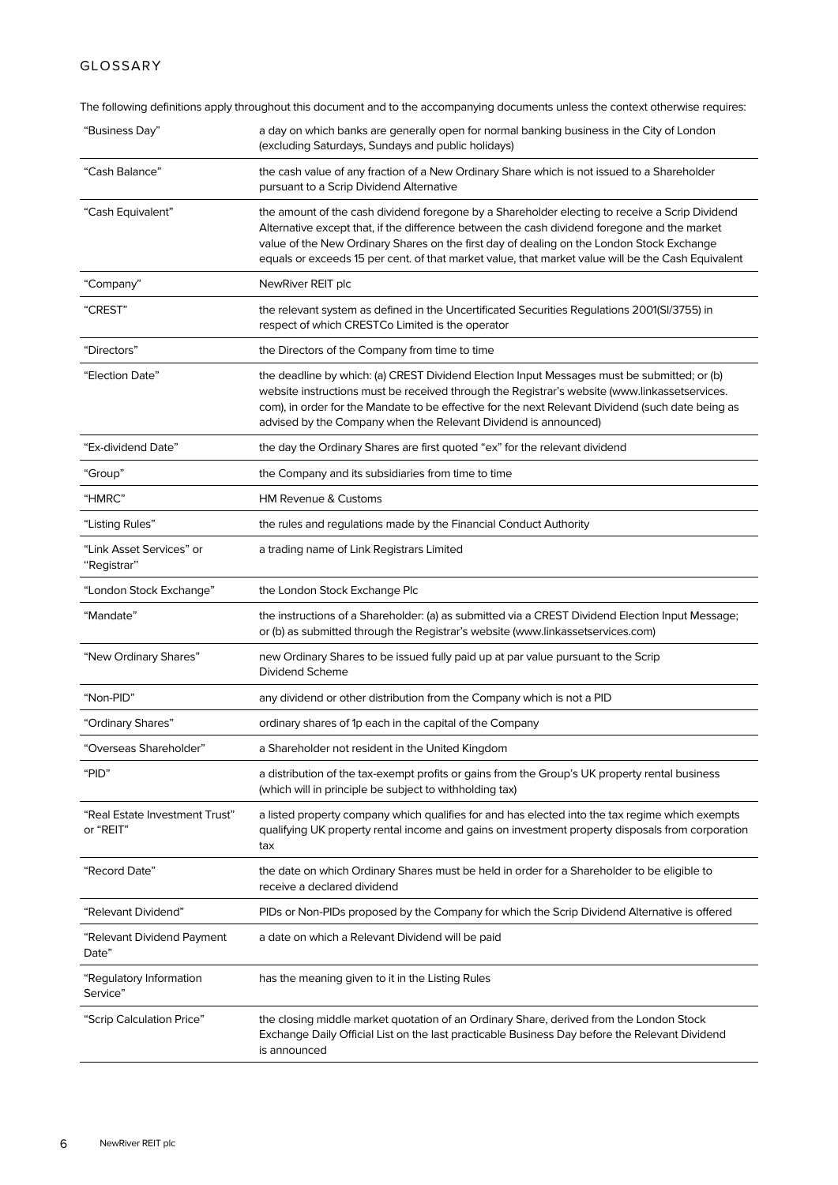## GLOSSARY

The following definitions apply throughout this document and to the accompanying documents unless the context otherwise requires:

| | |
|---|---|
| "Business Day" | a day on which banks are generally open for normal banking business in the City of London (excluding Saturdays, Sundays and public holidays) |
| "Cash Balance" | the cash value of any fraction of a New Ordinary Share which is not issued to a Shareholder pursuant to a Scrip Dividend Alternative |
| "Cash Equivalent" | the amount of the cash dividend foregone by a Shareholder electing to receive a Scrip Dividend Alternative except that, if the difference between the cash dividend foregone and the market value of the New Ordinary Shares on the first day of dealing on the London Stock Exchange equals or exceeds 15 per cent. of that market value, that market value will be the Cash Equivalent |
| "Company" | NewRiver REIT plc |
| "CREST" | the relevant system as defined in the Uncertificated Securities Regulations 2001(SI/3755) in respect of which CRESTCo Limited is the operator |
| "Directors" | the Directors of the Company from time to time |
| "Election Date" | the deadline by which: (a) CREST Dividend Election Input Messages must be submitted; or (b) website instructions must be received through the Registrar's website (www.linkassetservices.com), in order for the Mandate to be effective for the next Relevant Dividend (such date being as advised by the Company when the Relevant Dividend is announced) |
| "Ex-dividend Date" | the day the Ordinary Shares are first quoted "ex" for the relevant dividend |
| "Group" | the Company and its subsidiaries from time to time |
| "HMRC" | HM Revenue & Customs |
| "Listing Rules" | the rules and regulations made by the Financial Conduct Authority |
| "Link Asset Services" or "Registrar" | a trading name of Link Registrars Limited |
| "London Stock Exchange" | the London Stock Exchange Plc |
| "Mandate" | the instructions of a Shareholder: (a) as submitted via a CREST Dividend Election Input Message; or (b) as submitted through the Registrar's website (www.linkassetservices.com) |
| "New Ordinary Shares" | new Ordinary Shares to be issued fully paid up at par value pursuant to the Scrip Dividend Scheme |
| "Non-PID" | any dividend or other distribution from the Company which is not a PID |
| "Ordinary Shares" | ordinary shares of 1p each in the capital of the Company |
| "Overseas Shareholder" | a Shareholder not resident in the United Kingdom |
| "PID" | a distribution of the tax-exempt profits or gains from the Group's UK property rental business (which will in principle be subject to withholding tax) |
| "Real Estate Investment Trust" or "REIT" | a listed property company which qualifies for and has elected into the tax regime which exempts qualifying UK property rental income and gains on investment property disposals from corporation tax |
| "Record Date" | the date on which Ordinary Shares must be held in order for a Shareholder to be eligible to receive a declared dividend |
| "Relevant Dividend" | PIDs or Non-PIDs proposed by the Company for which the Scrip Dividend Alternative is offered |
| "Relevant Dividend Payment Date" | a date on which a Relevant Dividend will be paid |
| "Regulatory Information Service" | has the meaning given to it in the Listing Rules |
| "Scrip Calculation Price" | the closing middle market quotation of an Ordinary Share, derived from the London Stock Exchange Daily Official List on the last practicable Business Day before the Relevant Dividend is announced |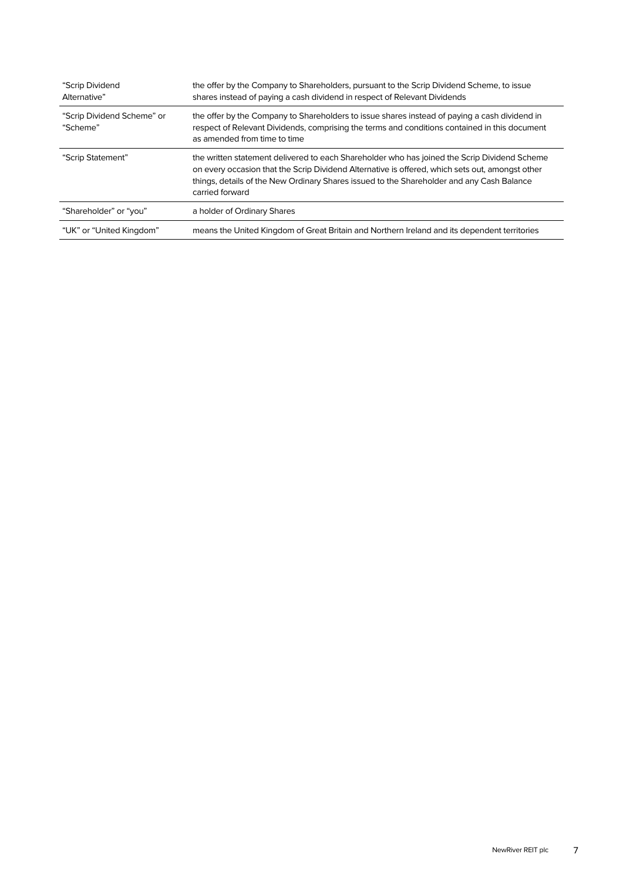| | |
|---|---|
| "Scrip Dividend Alternative" | the offer by the Company to Shareholders, pursuant to the Scrip Dividend Scheme, to issue shares instead of paying a cash dividend in respect of Relevant Dividends |
| "Scrip Dividend Scheme" or "Scheme" | the offer by the Company to Shareholders to issue shares instead of paying a cash dividend in respect of Relevant Dividends, comprising the terms and conditions contained in this document as amended from time to time |
| "Scrip Statement" | the written statement delivered to each Shareholder who has joined the Scrip Dividend Scheme on every occasion that the Scrip Dividend Alternative is offered, which sets out, amongst other things, details of the New Ordinary Shares issued to the Shareholder and any Cash Balance carried forward |
| "Shareholder" or "you" | a holder of Ordinary Shares |
| "UK" or "United Kingdom" | means the United Kingdom of Great Britain and Northern Ireland and its dependent territories |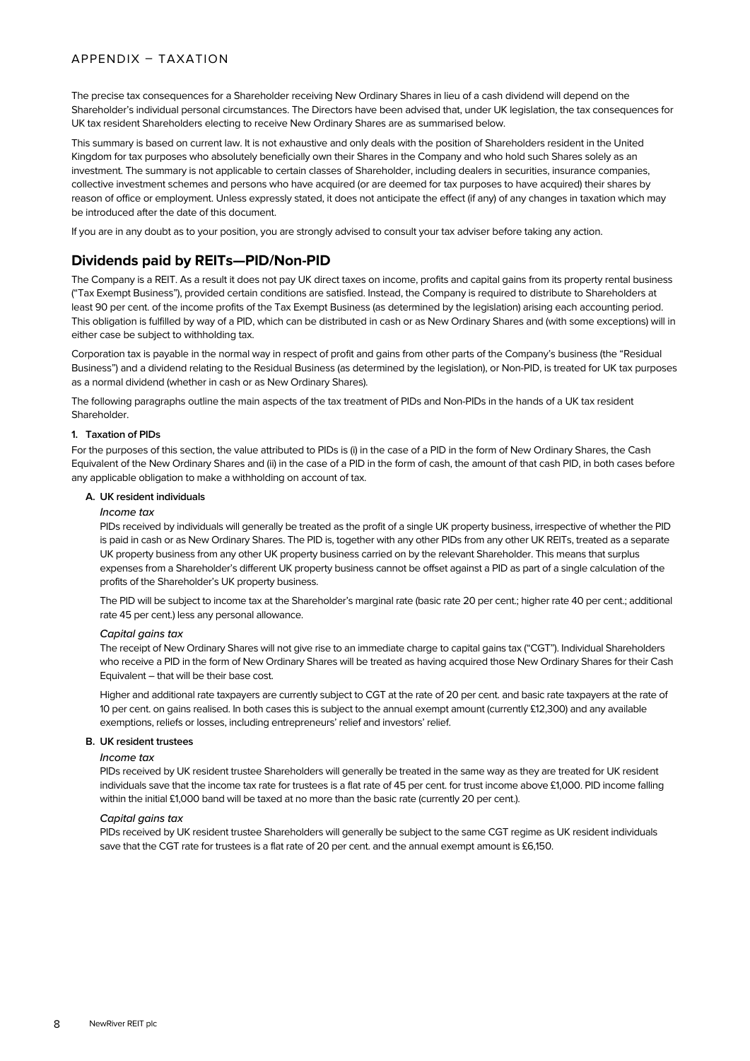# APPENDIX – TAXATION

The precise tax consequences for a Shareholder receiving New Ordinary Shares in lieu of a cash dividend will depend on the Shareholder's individual personal circumstances. The Directors have been advised that, under UK legislation, the tax consequences for UK tax resident Shareholders electing to receive New Ordinary Shares are as summarised below.

This summary is based on current law. It is not exhaustive and only deals with the position of Shareholders resident in the United Kingdom for tax purposes who absolutely beneficially own their Shares in the Company and who hold such Shares solely as an investment. The summary is not applicable to certain classes of Shareholder, including dealers in securities, insurance companies, collective investment schemes and persons who have acquired (or are deemed for tax purposes to have acquired) their shares by reason of office or employment. Unless expressly stated, it does not anticipate the effect (if any) of any changes in taxation which may be introduced after the date of this document.

If you are in any doubt as to your position, you are strongly advised to consult your tax adviser before taking any action.

## Dividends paid by REITs—PID/Non-PID

The Company is a REIT. As a result it does not pay UK direct taxes on income, profits and capital gains from its property rental business ("Tax Exempt Business"), provided certain conditions are satisfied. Instead, the Company is required to distribute to Shareholders at least 90 per cent. of the income profits of the Tax Exempt Business (as determined by the legislation) arising each accounting period. This obligation is fulfilled by way of a PID, which can be distributed in cash or as New Ordinary Shares and (with some exceptions) will in either case be subject to withholding tax.

Corporation tax is payable in the normal way in respect of profit and gains from other parts of the Company's business (the "Residual Business") and a dividend relating to the Residual Business (as determined by the legislation), or Non-PID, is treated for UK tax purposes as a normal dividend (whether in cash or as New Ordinary Shares).

The following paragraphs outline the main aspects of the tax treatment of PIDs and Non-PIDs in the hands of a UK tax resident Shareholder.

### 1. Taxation of PIDs

For the purposes of this section, the value attributed to PIDs is (i) in the case of a PID in the form of New Ordinary Shares, the Cash Equivalent of the New Ordinary Shares and (ii) in the case of a PID in the form of cash, the amount of that cash PID, in both cases before any applicable obligation to make a withholding on account of tax.

#### A. UK resident individuals

*Income tax*

PIDs received by individuals will generally be treated as the profit of a single UK property business, irrespective of whether the PID is paid in cash or as New Ordinary Shares. The PID is, together with any other PIDs from any other UK REITs, treated as a separate UK property business from any other UK property business carried on by the relevant Shareholder. This means that surplus expenses from a Shareholder's different UK property business cannot be offset against a PID as part of a single calculation of the profits of the Shareholder's UK property business.

The PID will be subject to income tax at the Shareholder's marginal rate (basic rate 20 per cent.; higher rate 40 per cent.; additional rate 45 per cent.) less any personal allowance.

*Capital gains tax*

The receipt of New Ordinary Shares will not give rise to an immediate charge to capital gains tax ("CGT"). Individual Shareholders who receive a PID in the form of New Ordinary Shares will be treated as having acquired those New Ordinary Shares for their Cash Equivalent – that will be their base cost.

Higher and additional rate taxpayers are currently subject to CGT at the rate of 20 per cent. and basic rate taxpayers at the rate of 10 per cent. on gains realised. In both cases this is subject to the annual exempt amount (currently £12,300) and any available exemptions, reliefs or losses, including entrepreneurs' relief and investors' relief.

#### B. UK resident trustees

*Income tax*

PIDs received by UK resident trustee Shareholders will generally be treated in the same way as they are treated for UK resident individuals save that the income tax rate for trustees is a flat rate of 45 per cent. for trust income above £1,000. PID income falling within the initial £1,000 band will be taxed at no more than the basic rate (currently 20 per cent.).

*Capital gains tax*

PIDs received by UK resident trustee Shareholders will generally be subject to the same CGT regime as UK resident individuals save that the CGT rate for trustees is a flat rate of 20 per cent. and the annual exempt amount is £6,150.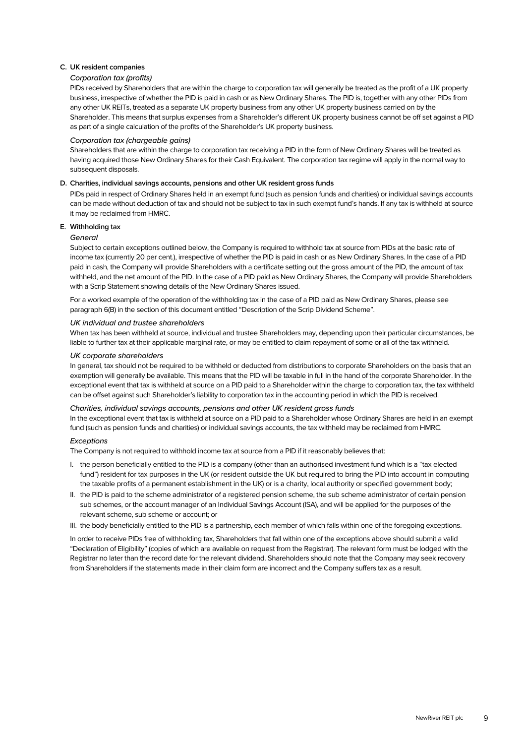### C. UK resident companies

*Corporation tax (profits)*

PIDs received by Shareholders that are within the charge to corporation tax will generally be treated as the profit of a UK property business, irrespective of whether the PID is paid in cash or as New Ordinary Shares. The PID is, together with any other PIDs from any other UK REITs, treated as a separate UK property business from any other UK property business carried on by the Shareholder. This means that surplus expenses from a Shareholder's different UK property business cannot be off set against a PID as part of a single calculation of the profits of the Shareholder's UK property business.

*Corporation tax (chargeable gains)*

Shareholders that are within the charge to corporation tax receiving a PID in the form of New Ordinary Shares will be treated as having acquired those New Ordinary Shares for their Cash Equivalent. The corporation tax regime will apply in the normal way to subsequent disposals.

### D. Charities, individual savings accounts, pensions and other UK resident gross funds

PIDs paid in respect of Ordinary Shares held in an exempt fund (such as pension funds and charities) or individual savings accounts can be made without deduction of tax and should not be subject to tax in such exempt fund's hands. If any tax is withheld at source it may be reclaimed from HMRC.

### E. Withholding tax

*General*

Subject to certain exceptions outlined below, the Company is required to withhold tax at source from PIDs at the basic rate of income tax (currently 20 per cent.), irrespective of whether the PID is paid in cash or as New Ordinary Shares. In the case of a PID paid in cash, the Company will provide Shareholders with a certificate setting out the gross amount of the PID, the amount of tax withheld, and the net amount of the PID. In the case of a PID paid as New Ordinary Shares, the Company will provide Shareholders with a Scrip Statement showing details of the New Ordinary Shares issued.

For a worked example of the operation of the withholding tax in the case of a PID paid as New Ordinary Shares, please see paragraph 6(B) in the section of this document entitled "Description of the Scrip Dividend Scheme".

*UK individual and trustee shareholders*

When tax has been withheld at source, individual and trustee Shareholders may, depending upon their particular circumstances, be liable to further tax at their applicable marginal rate, or may be entitled to claim repayment of some or all of the tax withheld.

*UK corporate shareholders*

In general, tax should not be required to be withheld or deducted from distributions to corporate Shareholders on the basis that an exemption will generally be available. This means that the PID will be taxable in full in the hand of the corporate Shareholder. In the exceptional event that tax is withheld at source on a PID paid to a Shareholder within the charge to corporation tax, the tax withheld can be offset against such Shareholder's liability to corporation tax in the accounting period in which the PID is received.

*Charities, individual savings accounts, pensions and other UK resident gross funds*

In the exceptional event that tax is withheld at source on a PID paid to a Shareholder whose Ordinary Shares are held in an exempt fund (such as pension funds and charities) or individual savings accounts, the tax withheld may be reclaimed from HMRC.

*Exceptions*

The Company is not required to withhold income tax at source from a PID if it reasonably believes that:

I. the person beneficially entitled to the PID is a company (other than an authorised investment fund which is a "tax elected fund") resident for tax purposes in the UK (or resident outside the UK but required to bring the PID into account in computing the taxable profits of a permanent establishment in the UK) or is a charity, local authority or specified government body;

II. the PID is paid to the scheme administrator of a registered pension scheme, the sub scheme administrator of certain pension sub schemes, or the account manager of an Individual Savings Account (ISA), and will be applied for the purposes of the relevant scheme, sub scheme or account; or

III. the body beneficially entitled to the PID is a partnership, each member of which falls within one of the foregoing exceptions.

In order to receive PIDs free of withholding tax, Shareholders that fall within one of the exceptions above should submit a valid "Declaration of Eligibility" (copies of which are available on request from the Registrar). The relevant form must be lodged with the Registrar no later than the record date for the relevant dividend. Shareholders should note that the Company may seek recovery from Shareholders if the statements made in their claim form are incorrect and the Company suffers tax as a result.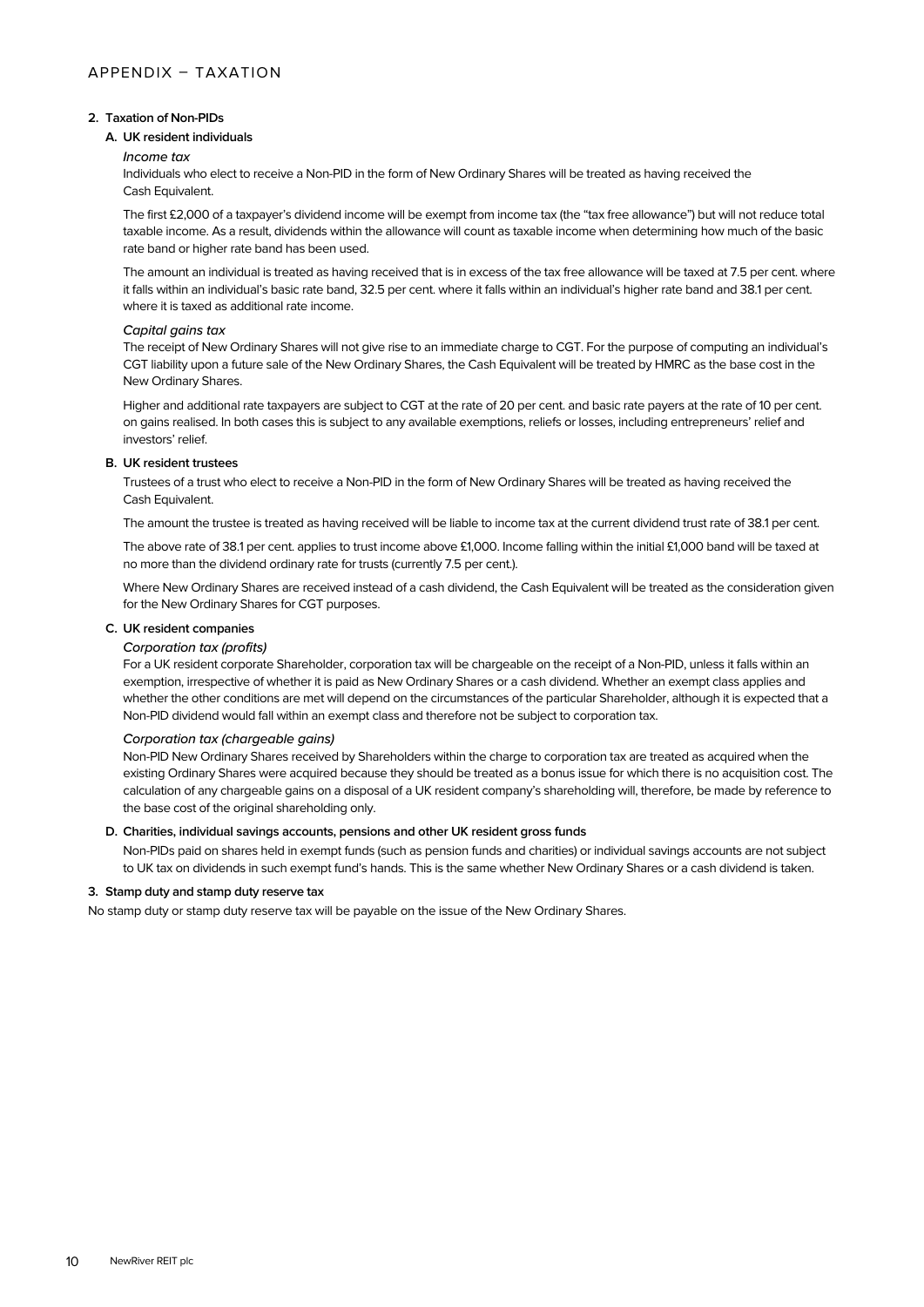# APPENDIX – TAXATION

## 2. Taxation of Non-PIDs

### A. UK resident individuals

*Income tax*

Individuals who elect to receive a Non-PID in the form of New Ordinary Shares will be treated as having received the Cash Equivalent.

The first £2,000 of a taxpayer's dividend income will be exempt from income tax (the "tax free allowance") but will not reduce total taxable income. As a result, dividends within the allowance will count as taxable income when determining how much of the basic rate band or higher rate band has been used.

The amount an individual is treated as having received that is in excess of the tax free allowance will be taxed at 7.5 per cent. where it falls within an individual's basic rate band, 32.5 per cent. where it falls within an individual's higher rate band and 38.1 per cent. where it is taxed as additional rate income.

*Capital gains tax*

The receipt of New Ordinary Shares will not give rise to an immediate charge to CGT. For the purpose of computing an individual's CGT liability upon a future sale of the New Ordinary Shares, the Cash Equivalent will be treated by HMRC as the base cost in the New Ordinary Shares.

Higher and additional rate taxpayers are subject to CGT at the rate of 20 per cent. and basic rate payers at the rate of 10 per cent. on gains realised. In both cases this is subject to any available exemptions, reliefs or losses, including entrepreneurs' relief and investors' relief.

### B. UK resident trustees

Trustees of a trust who elect to receive a Non-PID in the form of New Ordinary Shares will be treated as having received the Cash Equivalent.

The amount the trustee is treated as having received will be liable to income tax at the current dividend trust rate of 38.1 per cent.

The above rate of 38.1 per cent. applies to trust income above £1,000. Income falling within the initial £1,000 band will be taxed at no more than the dividend ordinary rate for trusts (currently 7.5 per cent.).

Where New Ordinary Shares are received instead of a cash dividend, the Cash Equivalent will be treated as the consideration given for the New Ordinary Shares for CGT purposes.

### C. UK resident companies

*Corporation tax (profits)*

For a UK resident corporate Shareholder, corporation tax will be chargeable on the receipt of a Non-PID, unless it falls within an exemption, irrespective of whether it is paid as New Ordinary Shares or a cash dividend. Whether an exempt class applies and whether the other conditions are met will depend on the circumstances of the particular Shareholder, although it is expected that a Non-PID dividend would fall within an exempt class and therefore not be subject to corporation tax.

*Corporation tax (chargeable gains)*

Non-PID New Ordinary Shares received by Shareholders within the charge to corporation tax are treated as acquired when the existing Ordinary Shares were acquired because they should be treated as a bonus issue for which there is no acquisition cost. The calculation of any chargeable gains on a disposal of a UK resident company's shareholding will, therefore, be made by reference to the base cost of the original shareholding only.

### D. Charities, individual savings accounts, pensions and other UK resident gross funds

Non-PIDs paid on shares held in exempt funds (such as pension funds and charities) or individual savings accounts are not subject to UK tax on dividends in such exempt fund's hands. This is the same whether New Ordinary Shares or a cash dividend is taken.

## 3. Stamp duty and stamp duty reserve tax

No stamp duty or stamp duty reserve tax will be payable on the issue of the New Ordinary Shares.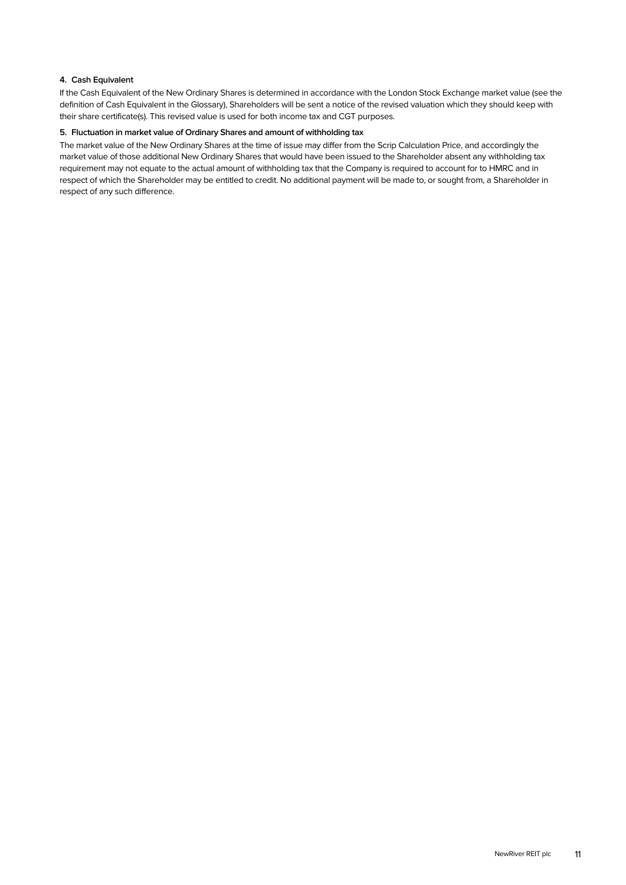#### 4. Cash Equivalent

If the Cash Equivalent of the New Ordinary Shares is determined in accordance with the London Stock Exchange market value (see the definition of Cash Equivalent in the Glossary), Shareholders will be sent a notice of the revised valuation which they should keep with their share certificate(s). This revised value is used for both income tax and CGT purposes.

#### 5. Fluctuation in market value of Ordinary Shares and amount of withholding tax

The market value of the New Ordinary Shares at the time of issue may differ from the Scrip Calculation Price, and accordingly the market value of those additional New Ordinary Shares that would have been issued to the Shareholder absent any withholding tax requirement may not equate to the actual amount of withholding tax that the Company is required to account for to HMRC and in respect of which the Shareholder may be entitled to credit. No additional payment will be made to, or sought from, a Shareholder in respect of any such difference.